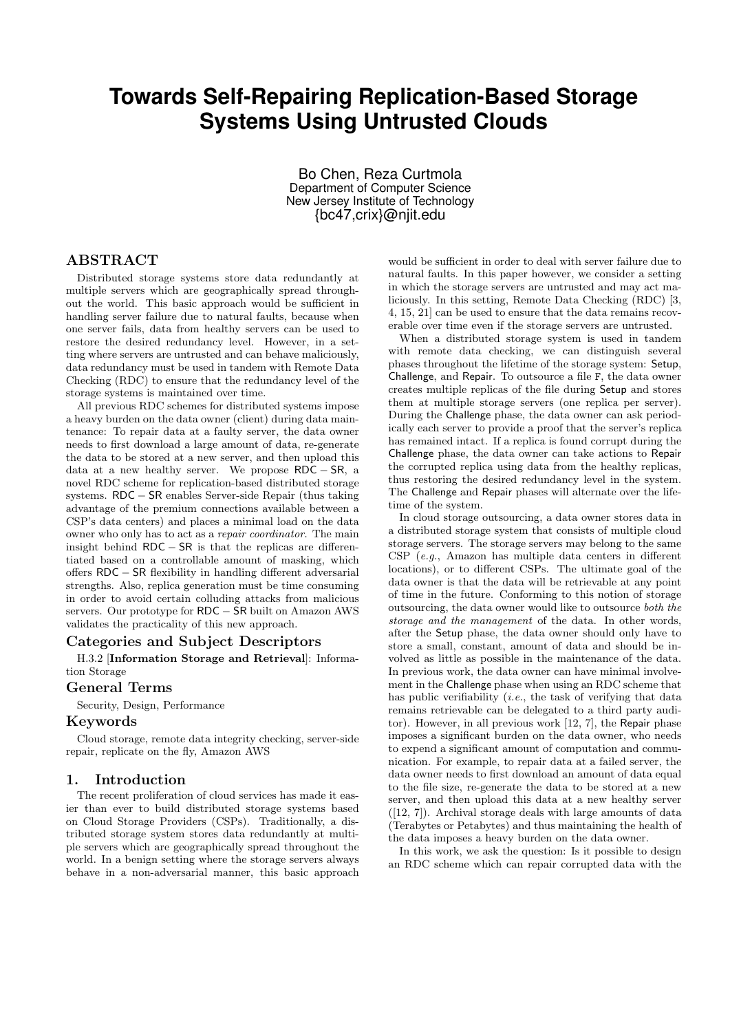# Towards Self-Repairing Replication-Based Storage Systems Using Untrusted Clouds

Bo Chen, Reza Curtmola
Department of Computer Science
New Jersey Institute of Technology
{bc47,crix}@njit.edu

## ABSTRACT

Distributed storage systems store data redundantly at multiple servers which are geographically spread throughout the world. This basic approach would be sufficient in handling server failure due to natural faults, because when one server fails, data from healthy servers can be used to restore the desired redundancy level. However, in a setting where servers are untrusted and can behave maliciously, data redundancy must be used in tandem with Remote Data Checking (RDC) to ensure that the redundancy level of the storage systems is maintained over time.

All previous RDC schemes for distributed systems impose a heavy burden on the data owner (client) during data maintenance: To repair data at a faulty server, the data owner needs to first download a large amount of data, re-generate the data to be stored at a new server, and then upload this data at a new healthy server. We propose RDC − SR, a novel RDC scheme for replication-based distributed storage systems. RDC − SR enables Server-side Repair (thus taking advantage of the premium connections available between a CSP's data centers) and places a minimal load on the data owner who only has to act as a *repair coordinator*. The main insight behind RDC − SR is that the replicas are differentiated based on a controllable amount of masking, which offers RDC − SR flexibility in handling different adversarial strengths. Also, replica generation must be time consuming in order to avoid certain colluding attacks from malicious servers. Our prototype for RDC − SR built on Amazon AWS validates the practicality of this new approach.

### Categories and Subject Descriptors

H.3.2 [**Information Storage and Retrieval**]: Information Storage

### General Terms

Security, Design, Performance

### Keywords

Cloud storage, remote data integrity checking, server-side repair, replicate on the fly, Amazon AWS

## 1. Introduction

The recent proliferation of cloud services has made it easier than ever to build distributed storage systems based on Cloud Storage Providers (CSPs). Traditionally, a distributed storage system stores data redundantly at multiple servers which are geographically spread throughout the world. In a benign setting where the storage servers always behave in a non-adversarial manner, this basic approach would be sufficient in order to deal with server failure due to natural faults. In this paper however, we consider a setting in which the storage servers are untrusted and may act maliciously. In this setting, Remote Data Checking (RDC) [3, 4, 15, 21] can be used to ensure that the data remains recoverable over time even if the storage servers are untrusted.

When a distributed storage system is used in tandem with remote data checking, we can distinguish several phases throughout the lifetime of the storage system: Setup, Challenge, and Repair. To outsource a file F, the data owner creates multiple replicas of the file during Setup and stores them at multiple storage servers (one replica per server). During the Challenge phase, the data owner can ask periodically each server to provide a proof that the server's replica has remained intact. If a replica is found corrupt during the Challenge phase, the data owner can take actions to Repair the corrupted replica using data from the healthy replicas, thus restoring the desired redundancy level in the system. The Challenge and Repair phases will alternate over the lifetime of the system.

In cloud storage outsourcing, a data owner stores data in a distributed storage system that consists of multiple cloud storage servers. The storage servers may belong to the same CSP (*e.g.*, Amazon has multiple data centers in different locations), or to different CSPs. The ultimate goal of the data owner is that the data will be retrievable at any point of time in the future. Conforming to this notion of storage outsourcing, the data owner would like to outsource *both the storage and the management* of the data. In other words, after the Setup phase, the data owner should only have to store a small, constant, amount of data and should be involved as little as possible in the maintenance of the data. In previous work, the data owner can have minimal involvement in the Challenge phase when using an RDC scheme that has public verifiability (*i.e.*, the task of verifying that data remains retrievable can be delegated to a third party auditor). However, in all previous work [12, 7], the Repair phase imposes a significant burden on the data owner, who needs to expend a significant amount of computation and communication. For example, to repair data at a failed server, the data owner needs to first download an amount of data equal to the file size, re-generate the data to be stored at a new server, and then upload this data at a new healthy server ([12, 7]). Archival storage deals with large amounts of data (Terabytes or Petabytes) and thus maintaining the health of the data imposes a heavy burden on the data owner.

In this work, we ask the question: Is it possible to design an RDC scheme which can repair corrupted data with the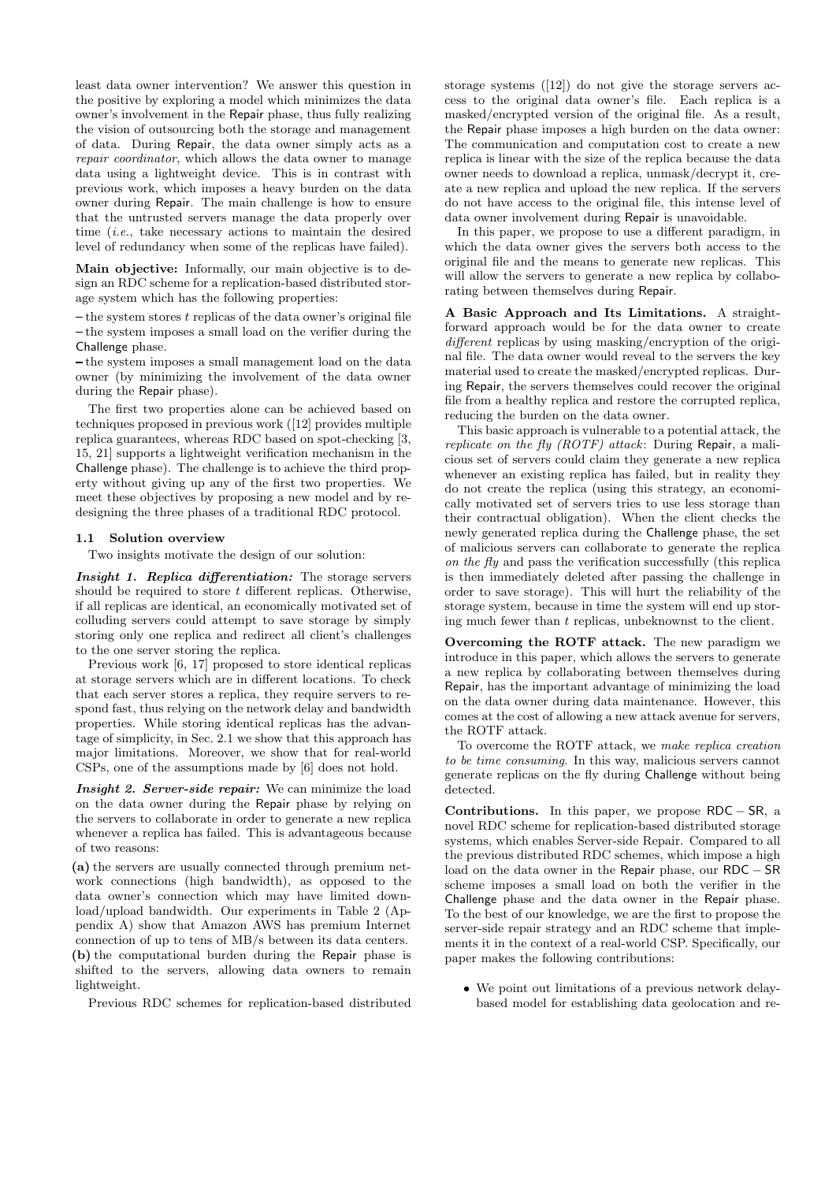least data owner intervention? We answer this question in the positive by exploring a model which minimizes the data owner's involvement in the Repair phase, thus fully realizing the vision of outsourcing both the storage and management of data. During Repair, the data owner simply acts as a *repair coordinator*, which allows the data owner to manage data using a lightweight device. This is in contrast with previous work, which imposes a heavy burden on the data owner during Repair. The main challenge is how to ensure that the untrusted servers manage the data properly over time (*i.e.*, take necessary actions to maintain the desired level of redundancy when some of the replicas have failed).

**Main objective:** Informally, our main objective is to design an RDC scheme for a replication-based distributed storage system which has the following properties:

– the system stores $t$ replicas of the data owner's original file
– the system imposes a small load on the verifier during the Challenge phase.
– the system imposes a small management load on the data owner (by minimizing the involvement of the data owner during the Repair phase).

The first two properties alone can be achieved based on techniques proposed in previous work ([12] provides multiple replica guarantees, whereas RDC based on spot-checking [3, 15, 21] supports a lightweight verification mechanism in the Challenge phase). The challenge is to achieve the third property without giving up any of the first two properties. We meet these objectives by proposing a new model and by redesigning the three phases of a traditional RDC protocol.

### 1.1 Solution overview

Two insights motivate the design of our solution:

***Insight 1. Replica differentiation:*** The storage servers should be required to store $t$ different replicas. Otherwise, if all replicas are identical, an economically motivated set of colluding servers could attempt to save storage by simply storing only one replica and redirect all client's challenges to the one server storing the replica.

Previous work [6, 17] proposed to store identical replicas at storage servers which are in different locations. To check that each server stores a replica, they require servers to respond fast, thus relying on the network delay and bandwidth properties. While storing identical replicas has the advantage of simplicity, in Sec. 2.1 we show that this approach has major limitations. Moreover, we show that for real-world CSPs, one of the assumptions made by [6] does not hold.

***Insight 2. Server-side repair:*** We can minimize the load on the data owner during the Repair phase by relying on the servers to collaborate in order to generate a new replica whenever a replica has failed. This is advantageous because of two reasons:

**(a)** the servers are usually connected through premium network connections (high bandwidth), as opposed to the data owner's connection which may have limited download/upload bandwidth. Our experiments in Table 2 (Appendix A) show that Amazon AWS has premium Internet connection of up to tens of MB/s between its data centers.
**(b)** the computational burden during the Repair phase is shifted to the servers, allowing data owners to remain lightweight.

Previous RDC schemes for replication-based distributed storage systems ([12]) do not give the storage servers access to the original data owner's file. Each replica is a masked/encrypted version of the original file. As a result, the Repair phase imposes a high burden on the data owner: The communication and computation cost to create a new replica is linear with the size of the replica because the data owner needs to download a replica, unmask/decrypt it, create a new replica and upload the new replica. If the servers do not have access to the original file, this intense level of data owner involvement during Repair is unavoidable.

In this paper, we propose to use a different paradigm, in which the data owner gives the servers both access to the original file and the means to generate new replicas. This will allow the servers to generate a new replica by collaborating between themselves during Repair.

**A Basic Approach and Its Limitations.** A straightforward approach would be for the data owner to create *different* replicas by using masking/encryption of the original file. The data owner would reveal to the servers the key material used to create the masked/encrypted replicas. During Repair, the servers themselves could recover the original file from a healthy replica and restore the corrupted replica, reducing the burden on the data owner.

This basic approach is vulnerable to a potential attack, the *replicate on the fly (ROTF) attack*: During Repair, a malicious set of servers could claim they generate a new replica whenever an existing replica has failed, but in reality they do not create the replica (using this strategy, an economically motivated set of servers tries to use less storage than their contractual obligation). When the client checks the newly generated replica during the Challenge phase, the set of malicious servers can collaborate to generate the replica *on the fly* and pass the verification successfully (this replica is then immediately deleted after passing the challenge in order to save storage). This will hurt the reliability of the storage system, because in time the system will end up storing much fewer than $t$ replicas, unbeknownst to the client.

**Overcoming the ROTF attack.** The new paradigm we introduce in this paper, which allows the servers to generate a new replica by collaborating between themselves during Repair, has the important advantage of minimizing the load on the data owner during data maintenance. However, this comes at the cost of allowing a new attack avenue for servers, the ROTF attack.

To overcome the ROTF attack, we *make replica creation to be time consuming*. In this way, malicious servers cannot generate replicas on the fly during Challenge without being detected.

**Contributions.** In this paper, we propose RDC – SR, a novel RDC scheme for replication-based distributed storage systems, which enables Server-side Repair. Compared to all the previous distributed RDC schemes, which impose a high load on the data owner in the Repair phase, our RDC – SR scheme imposes a small load on both the verifier in the Challenge phase and the data owner in the Repair phase. To the best of our knowledge, we are the first to propose the server-side repair strategy and an RDC scheme that implements it in the context of a real-world CSP. Specifically, our paper makes the following contributions:

- We point out limitations of a previous network delay-based model for establishing data geolocation and re-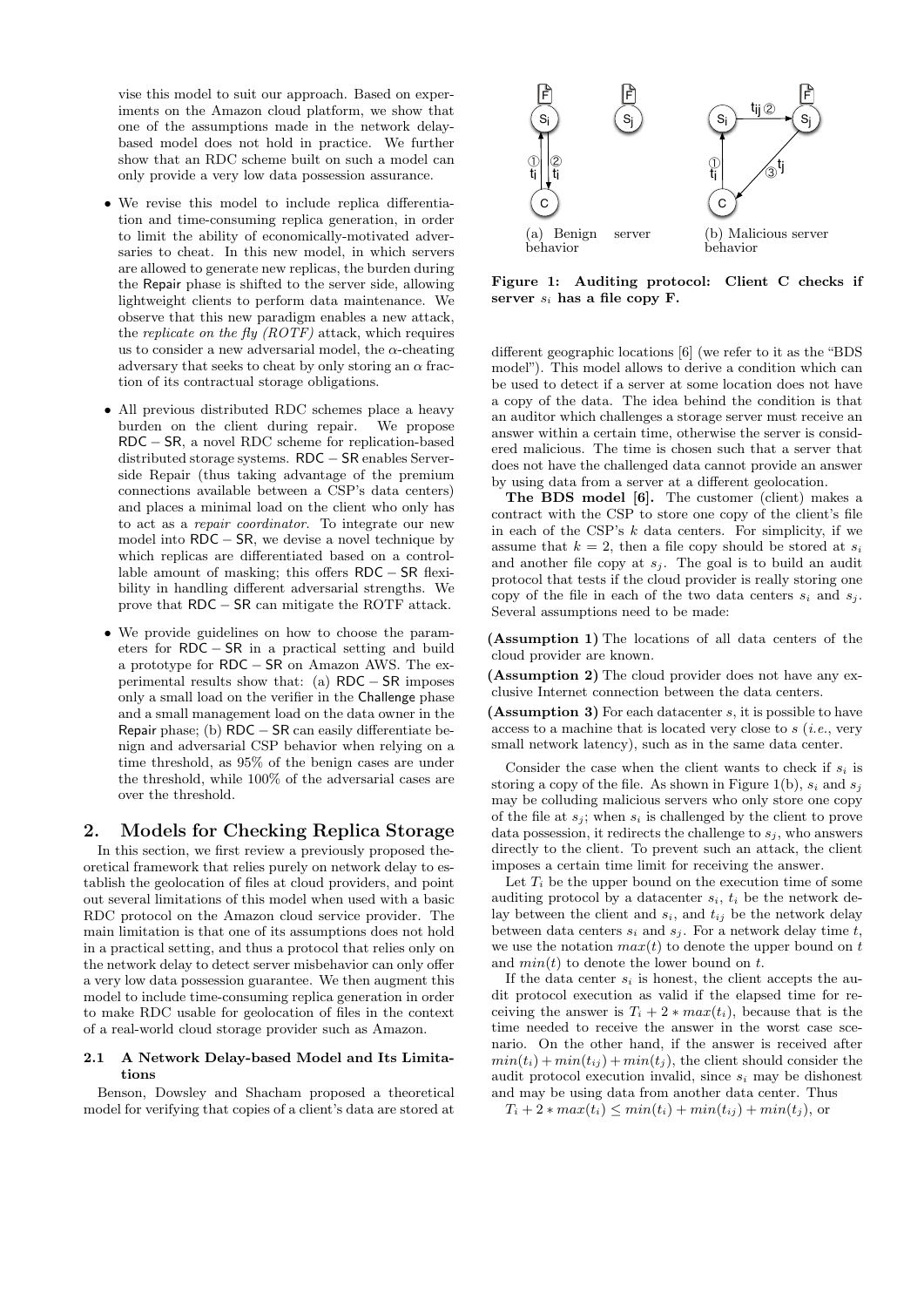vise this model to suit our approach. Based on experiments on the Amazon cloud platform, we show that one of the assumptions made in the network delay-based model does not hold in practice. We further show that an RDC scheme built on such a model can only provide a very low data possession assurance.

- We revise this model to include replica differentiation and time-consuming replica generation, in order to limit the ability of economically-motivated adversaries to cheat. In this new model, in which servers are allowed to generate new replicas, the burden during the Repair phase is shifted to the server side, allowing lightweight clients to perform data maintenance. We observe that this new paradigm enables a new attack, the *replicate on the fly (ROTF)* attack, which requires us to consider a new adversarial model, the $\alpha$-cheating adversary that seeks to cheat by only storing an $\alpha$ fraction of its contractual storage obligations.
- All previous distributed RDC schemes place a heavy burden on the client during repair. We propose RDC − SR, a novel RDC scheme for replication-based distributed storage systems. RDC − SR enables Server-side Repair (thus taking advantage of the premium connections available between a CSP's data centers) and places a minimal load on the client who only has to act as a *repair coordinator*. To integrate our new model into RDC − SR, we devise a novel technique by which replicas are differentiated based on a controllable amount of masking; this offers RDC − SR flexibility in handling different adversarial strengths. We prove that RDC − SR can mitigate the ROTF attack.
- We provide guidelines on how to choose the parameters for RDC − SR in a practical setting and build a prototype for RDC − SR on Amazon AWS. The experimental results show that: (a) RDC − SR imposes only a small load on the verifier in the Challenge phase and a small management load on the data owner in the Repair phase; (b) RDC − SR can easily differentiate benign and adversarial CSP behavior when relying on a time threshold, as 95% of the benign cases are under the threshold, while 100% of the adversarial cases are over the threshold.

## 2. Models for Checking Replica Storage

In this section, we first review a previously proposed theoretical framework that relies purely on network delay to establish the geolocation of files at cloud providers, and point out several limitations of this model when used with a basic RDC protocol on the Amazon cloud service provider. The main limitation is that one of its assumptions does not hold in a practical setting, and thus a protocol that relies only on the network delay to detect server misbehavior can only offer a very low data possession guarantee. We then augment this model to include time-consuming replica generation in order to make RDC usable for geolocation of files in the context of a real-world cloud storage provider such as Amazon.

### 2.1 A Network Delay-based Model and Its Limitations

Benson, Dowsley and Shacham proposed a theoretical model for verifying that copies of a client's data are stored at different geographic locations [6] (we refer to it as the "BDS model"). This model allows to derive a condition which can be used to detect if a server at some location does not have a copy of the data. The idea behind the condition is that an auditor which challenges a storage server must receive an answer within a certain time, otherwise the server is considered malicious. The time is chosen such that a server that does not have the challenged data cannot provide an answer by using data from a server at a different geolocation.

(a) Benign server behavior (b) Malicious server behavior

**Figure 1: Auditing protocol: Client C checks if server $s_i$ has a file copy F.**

**The BDS model [6].** The customer (client) makes a contract with the CSP to store one copy of the client's file in each of the CSP's $k$ data centers. For simplicity, if we assume that $k = 2$, then a file copy should be stored at $s_i$ and another file copy at $s_j$. The goal is to build an audit protocol that tests if the cloud provider is really storing one copy of the file in each of the two data centers $s_i$ and $s_j$. Several assumptions need to be made:

**(Assumption 1)** The locations of all data centers of the cloud provider are known.

**(Assumption 2)** The cloud provider does not have any exclusive Internet connection between the data centers.

**(Assumption 3)** For each datacenter $s$, it is possible to have access to a machine that is located very close to $s$ (*i.e.*, very small network latency), such as in the same data center.

Consider the case when the client wants to check if $s_i$ is storing a copy of the file. As shown in Figure 1(b), $s_i$ and $s_j$ may be colluding malicious servers who only store one copy of the file at $s_j$; when $s_i$ is challenged by the client to prove data possession, it redirects the challenge to $s_j$, who answers directly to the client. To prevent such an attack, the client imposes a certain time limit for receiving the answer.

Let $T_i$ be the upper bound on the execution time of some auditing protocol by a datacenter $s_i$, $t_i$ be the network delay between the client and $s_i$, and $t_{ij}$ be the network delay between data centers $s_i$ and $s_j$. For a network delay time $t$, we use the notation $max(t)$ to denote the upper bound on $t$ and $min(t)$ to denote the lower bound on $t$.

If the data center $s_i$ is honest, the client accepts the audit protocol execution as valid if the elapsed time for receiving the answer is $T_i + 2 * max(t_i)$, because that is the time needed to receive the answer in the worst case scenario. On the other hand, if the answer is received after $min(t_i) + min(t_{ij}) + min(t_j)$, the client should consider the audit protocol execution invalid, since $s_i$ may be dishonest and may be using data from another data center. Thus

$T_i + 2 * max(t_i) \leq min(t_i) + min(t_{ij}) + min(t_j)$, or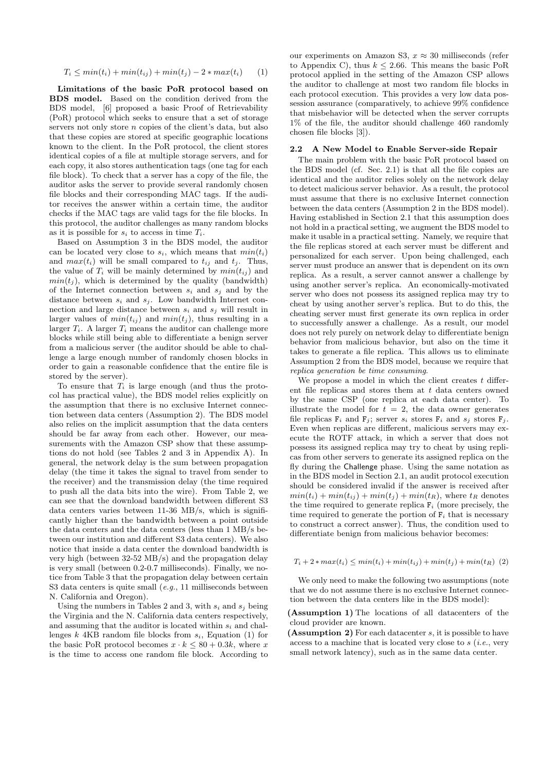$$T_i \leq min(t_i) + min(t_{ij}) + min(t_j) - 2 * max(t_i) \quad (1)$$

**Limitations of the basic PoR protocol based on BDS model.** Based on the condition derived from the BDS model, [6] proposed a basic Proof of Retrievability (PoR) protocol which seeks to ensure that a set of storage servers not only store $n$ copies of the client's data, but also that these copies are stored at specific geographic locations known to the client. In the PoR protocol, the client stores identical copies of a file at multiple storage servers, and for each copy, it also stores authentication tags (one tag for each file block). To check that a server has a copy of the file, the auditor asks the server to provide several randomly chosen file blocks and their corresponding MAC tags. If the auditor receives the answer within a certain time, the auditor checks if the MAC tags are valid tags for the file blocks. In this protocol, the auditor challenges as many random blocks as it is possible for $s_i$ to access in time $T_i$.

Based on Assumption 3 in the BDS model, the auditor can be located very close to $s_i$, which means that $min(t_i)$ and $max(t_i)$ will be small compared to $t_{ij}$ and $t_j$. Thus, the value of $T_i$ will be mainly determined by $min(t_{ij})$ and $min(t_j)$, which is determined by the quality (bandwidth) of the Internet connection between $s_i$ and $s_j$ and by the distance between $s_i$ and $s_j$. Low bandwidth Internet connection and large distance between $s_i$ and $s_j$ will result in larger values of $min(t_{ij})$ and $min(t_j)$, thus resulting in a larger $T_i$. A larger $T_i$ means the auditor can challenge more blocks while still being able to differentiate a benign server from a malicious server (the auditor should be able to challenge a large enough number of randomly chosen blocks in order to gain a reasonable confidence that the entire file is stored by the server).

To ensure that $T_i$ is large enough (and thus the protocol has practical value), the BDS model relies explicitly on the assumption that there is no exclusive Internet connection between data centers (Assumption 2). The BDS model also relies on the implicit assumption that the data centers should be far away from each other. However, our measurements with the Amazon CSP show that these assumptions do not hold (see Tables 2 and 3 in Appendix A). In general, the network delay is the sum between propagation delay (the time it takes the signal to travel from sender to the receiver) and the transmission delay (the time required to push all the data bits into the wire). From Table 2, we can see that the download bandwidth between different S3 data centers varies between 11-36 MB/s, which is significantly higher than the bandwidth between a point outside the data centers and the data centers (less than 1 MB/s between our institution and different S3 data centers). We also notice that inside a data center the download bandwidth is very high (between 32-52 MB/s) and the propagation delay is very small (between 0.2-0.7 milliseconds). Finally, we notice from Table 3 that the propagation delay between certain S3 data centers is quite small (*e.g.*, 11 milliseconds between N. California and Oregon).

Using the numbers in Tables 2 and 3, with $s_i$ and $s_j$ being the Virginia and the N. California data centers respectively, and assuming that the auditor is located within $s_i$ and challenges $k$ 4KB random file blocks from $s_i$, Equation (1) for the basic PoR protocol becomes $x \cdot k \leq 80 + 0.3k$, where $x$ is the time to access one random file block. According to our experiments on Amazon S3, $x \approx 30$ milliseconds (refer to Appendix C), thus $k \leq 2.66$. This means the basic PoR protocol applied in the setting of the Amazon CSP allows the auditor to challenge at most two random file blocks in each protocol execution. This provides a very low data possession assurance (comparatively, to achieve 99% confidence that misbehavior will be detected when the server corrupts 1% of the file, the auditor should challenge 460 randomly chosen file blocks [3]).

### 2.2 A New Model to Enable Server-side Repair

The main problem with the basic PoR protocol based on the BDS model (cf. Sec. 2.1) is that all the file copies are identical and the auditor relies solely on the network delay to detect malicious server behavior. As a result, the protocol must assume that there is no exclusive Internet connection between the data centers (Assumption 2 in the BDS model). Having established in Section 2.1 that this assumption does not hold in a practical setting, we augment the BDS model to make it usable in a practical setting. Namely, we require that the file replicas stored at each server must be different and personalized for each server. Upon being challenged, each server must produce an answer that is dependent on its own replica. As a result, a server cannot answer a challenge by using another server's replica. An economically-motivated server who does not possess its assigned replica may try to cheat by using another server's replica. But to do this, the cheating server must first generate its own replica in order to successfully answer a challenge. As a result, our model does not rely purely on network delay to differentiate benign behavior from malicious behavior, but also on the time it takes to generate a file replica. This allows us to eliminate Assumption 2 from the BDS model, because we require that *replica generation be time consuming*.

We propose a model in which the client creates $t$ different file replicas and stores them at $t$ data centers owned by the same CSP (one replica at each data center). To illustrate the model for $t = 2$, the data owner generates file replicas $\mathsf{F}_i$ and $\mathsf{F}_j$; server $s_i$ stores $\mathsf{F}_i$ and $s_j$ stores $\mathsf{F}_j$. Even when replicas are different, malicious servers may execute the ROTF attack, in which a server that does not possess its assigned replica may try to cheat by using replicas from other servers to generate its assigned replica on the fly during the Challenge phase. Using the same notation as in the BDS model in Section 2.1, an audit protocol execution should be considered invalid if the answer is received after $min(t_i) + min(t_{ij}) + min(t_j) + min(t_R)$, where $t_R$ denotes the time required to generate replica $\mathsf{F}_i$ (more precisely, the time required to generate the portion of $\mathsf{F}_i$ that is necessary to construct a correct answer). Thus, the condition used to differentiate benign from malicious behavior becomes:

$$T_i + 2 * max(t_i) \leq min(t_i) + min(t_{ij}) + min(t_j) + min(t_R) \quad (2)$$

We only need to make the following two assumptions (note that we do not assume there is no exclusive Internet connection between the data centers like in the BDS model):

**(Assumption 1)** The locations of all datacenters of the cloud provider are known.

**(Assumption 2)** For each datacenter $s$, it is possible to have access to a machine that is located very close to $s$ (*i.e.*, very small network latency), such as in the same data center.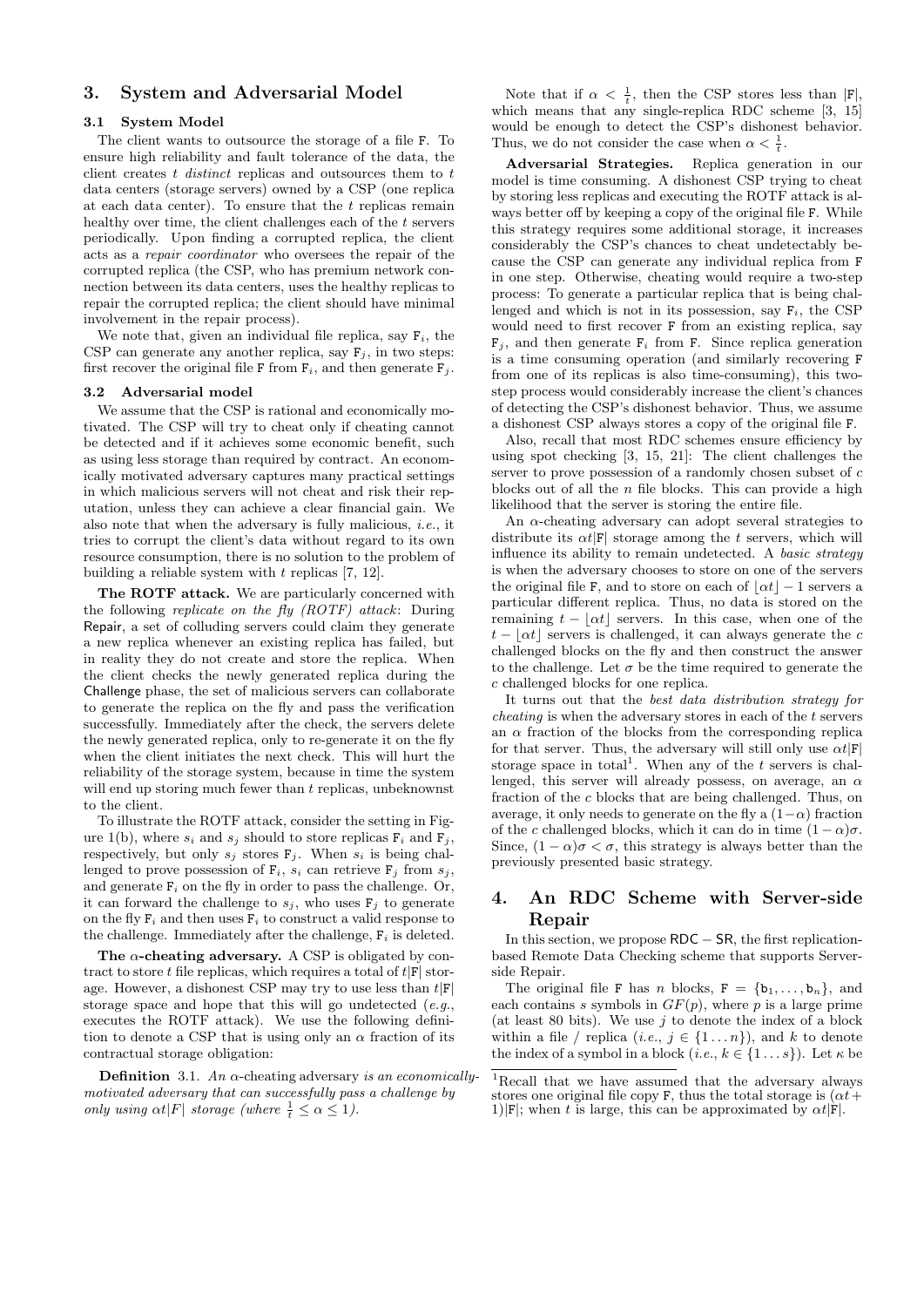## 3. System and Adversarial Model

### 3.1 System Model

The client wants to outsource the storage of a file F. To ensure high reliability and fault tolerance of the data, the client creates $t$ *distinct* replicas and outsources them to $t$ data centers (storage servers) owned by a CSP (one replica at each data center). To ensure that the $t$ replicas remain healthy over time, the client challenges each of the $t$ servers periodically. Upon finding a corrupted replica, the client acts as a *repair coordinator* who oversees the repair of the corrupted replica (the CSP, who has premium network connection between its data centers, uses the healthy replicas to repair the corrupted replica; the client should have minimal involvement in the repair process).

We note that, given an individual file replica, say $F_i$, the CSP can generate any another replica, say $F_j$, in two steps: first recover the original file F from $F_i$, and then generate $F_j$.

### 3.2 Adversarial model

We assume that the CSP is rational and economically motivated. The CSP will try to cheat only if cheating cannot be detected and if it achieves some economic benefit, such as using less storage than required by contract. An economically motivated adversary captures many practical settings in which malicious servers will not cheat and risk their reputation, unless they can achieve a clear financial gain. We also note that when the adversary is fully malicious, *i.e.*, it tries to corrupt the client's data without regard to its own resource consumption, there is no solution to the problem of building a reliable system with $t$ replicas [7, 12].

**The ROTF attack.** We are particularly concerned with the following *replicate on the fly (ROTF) attack*: During Repair, a set of colluding servers could claim they generate a new replica whenever an existing replica has failed, but in reality they do not create and store the replica. When the client checks the newly generated replica during the Challenge phase, the set of malicious servers can collaborate to generate the replica on the fly and pass the verification successfully. Immediately after the check, the servers delete the newly generated replica, only to re-generate it on the fly when the client initiates the next check. This will hurt the reliability of the storage system, because in time the system will end up storing much fewer than $t$ replicas, unbeknownst to the client.

To illustrate the ROTF attack, consider the setting in Figure 1(b), where $s_i$ and $s_j$ should to store replicas $F_i$ and $F_j$, respectively, but only $s_j$ stores $F_j$. When $s_i$ is being challenged to prove possession of $F_i$, $s_i$ can retrieve $F_j$ from $s_j$, and generate $F_i$ on the fly in order to pass the challenge. Or, it can forward the challenge to $s_j$, who uses $F_j$ to generate on the fly $F_i$ and then uses $F_i$ to construct a valid response to the challenge. Immediately after the challenge, $F_i$ is deleted.

**The $\alpha$-cheating adversary.** A CSP is obligated by contract to store $t$ file replicas, which requires a total of $t|F|$ storage. However, a dishonest CSP may try to use less than $t|F|$ storage space and hope that this will go undetected (*e.g.*, executes the ROTF attack). We use the following definition to denote a CSP that is using only an $\alpha$ fraction of its contractual storage obligation:

**Definition** 3.1. *An $\alpha$-cheating adversary is an economically-motivated adversary that can successfully pass a challenge by only using $\alpha t|F|$ storage (where $\frac{1}{t} \leq \alpha \leq 1$).*

Note that if $\alpha < \frac{1}{t}$, then the CSP stores less than $|F|$, which means that any single-replica RDC scheme [3, 15] would be enough to detect the CSP's dishonest behavior. Thus, we do not consider the case when $\alpha < \frac{1}{t}$.

**Adversarial Strategies.** Replica generation in our model is time consuming. A dishonest CSP trying to cheat by storing less replicas and executing the ROTF attack is always better off by keeping a copy of the original file F. While this strategy requires some additional storage, it increases considerably the CSP's chances to cheat undetectably because the CSP can generate any individual replica from F in one step. Otherwise, cheating would require a two-step process: To generate a particular replica that is being challenged and which is not in its possession, say $F_i$, the CSP would need to first recover F from an existing replica, say $F_j$, and then generate $F_i$ from F. Since replica generation is a time consuming operation (and similarly recovering F from one of its replicas is also time-consuming), this two-step process would considerably increase the client's chances of detecting the CSP's dishonest behavior. Thus, we assume a dishonest CSP always stores a copy of the original file F.

Also, recall that most RDC schemes ensure efficiency by using spot checking [3, 15, 21]: The client challenges the server to prove possession of a randomly chosen subset of $c$ blocks out of all the $n$ file blocks. This can provide a high likelihood that the server is storing the entire file.

An $\alpha$-cheating adversary can adopt several strategies to distribute its $\alpha t|F|$ storage among the $t$ servers, which will influence its ability to remain undetected. A *basic strategy* is when the adversary chooses to store on one of the servers the original file F, and to store on each of $\lfloor \alpha t \rfloor - 1$ servers a particular different replica. Thus, no data is stored on the remaining $t - \lfloor \alpha t \rfloor$ servers. In this case, when one of the $t - \lfloor \alpha t \rfloor$ servers is challenged, it can always generate the $c$ challenged blocks on the fly and then construct the answer to the challenge. Let $\sigma$ be the time required to generate the $c$ challenged blocks for one replica.

It turns out that the *best data distribution strategy for cheating* is when the adversary stores in each of the $t$ servers an $\alpha$ fraction of the blocks from the corresponding replica for that server. Thus, the adversary will still only use $\alpha t|F|$ storage space in total[1]. When any of the $t$ servers is challenged, this server will already possess, on average, an $\alpha$ fraction of the $c$ blocks that are being challenged. Thus, on average, it only needs to generate on the fly a $(1-\alpha)$ fraction of the $c$ challenged blocks, which it can do in time $(1-\alpha)\sigma$. Since, $(1-\alpha)\sigma < \sigma$, this strategy is always better than the previously presented basic strategy.

## 4. An RDC Scheme with Server-side Repair

In this section, we propose RDC − SR, the first replication-based Remote Data Checking scheme that supports Server-side Repair.

The original file F has $n$ blocks, $F = \{b_1, \ldots, b_n\}$, and each contains $s$ symbols in $GF(p)$, where $p$ is a large prime (at least 80 bits). We use $j$ to denote the index of a block within a file / replica (*i.e.*, $j \in \{1 \ldots n\}$), and $k$ to denote the index of a symbol in a block (*i.e.*, $k \in \{1 \ldots s\}$). Let $\kappa$ be

[1] Recall that we have assumed that the adversary always stores one original file copy F, thus the total storage is $(\alpha t + 1)|F|$; when $t$ is large, this can be approximated by $\alpha t|F|$.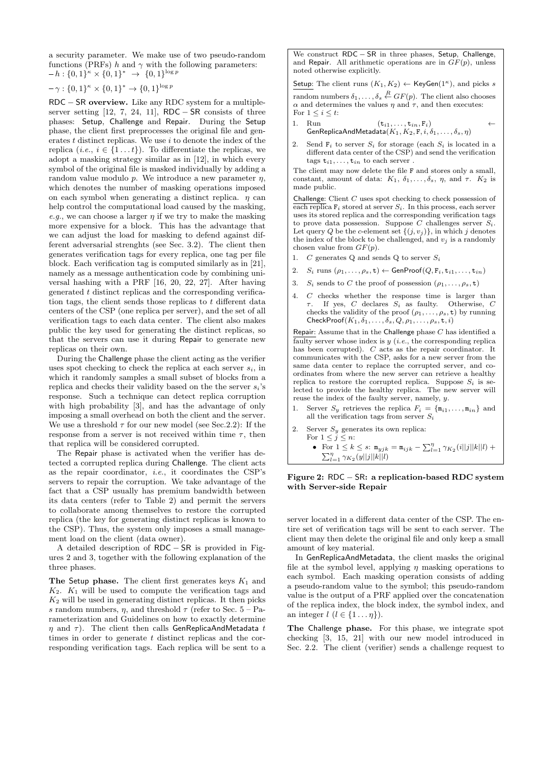a security parameter. We make use of two pseudo-random functions (PRFs) $h$ and $\gamma$ with the following parameters:

$- h : \{0,1\}^\kappa \times \{0,1\}^* \rightarrow \{0,1\}^{\log p}$

$- \gamma : \{0,1\}^\kappa \times \{0,1\}^* \rightarrow \{0,1\}^{\log p}$

**RDC − SR overview.** Like any RDC system for a multiple-server setting [12, 7, 24, 11], RDC − SR consists of three phases: Setup, Challenge and Repair. During the Setup phase, the client first preprocesses the original file and generates $t$ distinct replicas. We use $i$ to denote the index of the replica (*i.e.*, $i \in \{1 \dots t\}$). To differentiate the replicas, we adopt a masking strategy similar as in [12], in which every symbol of the original file is masked individually by adding a random value modulo $p$. We introduce a new parameter $\eta$, which denotes the number of masking operations imposed on each symbol when generating a distinct replica. $\eta$ can help control the computational load caused by the masking, *e.g.*, we can choose a larger $\eta$ if we try to make the masking more expensive for a block. This has the advantage that we can adjust the load for masking to defend against different adversarial strenghts (see Sec. 3.2). The client then generates verification tags for every replica, one tag per file block. Each verification tag is computed similarly as in [21], namely as a message authentication code by combining universal hashing with a PRF [16, 20, 22, 27]. After having generated $t$ distinct replicas and the corresponding verification tags, the client sends those replicas to $t$ different data centers of the CSP (one replica per server), and the set of all verification tags to each data center. The client also makes public the key used for generating the distinct replicas, so that the servers can use it during Repair to generate new replicas on their own.

During the Challenge phase the client acting as the verifier uses spot checking to check the replica at each server $s_i$, in which it randomly samples a small subset of blocks from a replica and checks their validity based on the the server $s_i$'s response. Such a technique can detect replica corruption with high probability [3], and has the advantage of only imposing a small overhead on both the client and the server. We use a threshold $\tau$ for our new model (see Sec.2.2): If the response from a server is not received within time $\tau$, then that replica will be considered corrupted.

The Repair phase is activated when the verifier has detected a corrupted replica during Challenge. The client acts as the repair coordinator, *i.e.*, it coordinates the CSP's servers to repair the corruption. We take advantage of the fact that a CSP usually has premium bandwidth between its data centers (refer to Table 2) and permit the servers to collaborate among themselves to restore the corrupted replica (the key for generating distinct replicas is known to the CSP). Thus, the system only imposes a small management load on the client (data owner).

A detailed description of RDC − SR is provided in Figures 2 and 3, together with the following explanation of the three phases.

**The Setup phase.** The client first generates keys $K_1$ and $K_2$. $K_1$ will be used to compute the verification tags and $K_2$ will be used in generating distinct replicas. It then picks $s$ random numbers, $\eta$, and threshold $\tau$ (refer to Sec. 5 – Parameterization and Guidelines on how to exactly determine $\eta$ and $\tau$). The client then calls GenReplicaAndMetadata $t$ times in order to generate $t$ distinct replicas and the corresponding verification tags. Each replica will be sent to a

---

We construct RDC − SR in three phases, Setup, Challenge, and Repair. All arithmetic operations are in $GF(p)$, unless noted otherwise explicitly.

Setup: The client runs $(K_1, K_2) \leftarrow \mathsf{KeyGen}(1^\kappa)$, and picks $s$ random numbers $\delta_1, \dots, \delta_s \xleftarrow{R} GF(p)$. The client also chooses $\alpha$ and determines the values $\eta$ and $\tau$, and then executes: For $1 \le i \le t$:

1. Run $(\mathtt{t}_{i1}, \dots, \mathtt{t}_{in}, \mathtt{F}_i) \leftarrow \mathsf{GenReplicaAndMetadata}(K_1, K_2, \mathtt{F}, i, \delta_1, \dots, \delta_s, \eta)$
2. Send $\mathtt{F}_i$ to server $S_i$ for storage (each $S_i$ is located in a different data center of the CSP) and send the verification tags $\mathtt{t}_{i1}, \dots, \mathtt{t}_{in}$ to each server .

The client may now delete the file $\mathtt{F}$ and stores only a small, constant, amount of data: $K_1$, $\delta_1, \dots, \delta_s$, $\eta$, and $\tau$. $K_2$ is made public.

Challenge: Client $C$ uses spot checking to check possession of each replica $\mathtt{F}_i$ stored at server $S_i$. In this process, each server uses its stored replica and the corresponding verification tags to prove data possession. Suppose $C$ challenges server $S_i$. Let query $Q$ be the $c$-element set $\{(j, v_j)\}$, in which $j$ denotes the index of the block to be challenged, and $v_j$ is a randomly chosen value from $GF(p)$.

1. $C$ generates Q and sends Q to server $S_i$
2. $S_i$ runs $(\rho_1, \dots, \rho_s, \mathtt{t}) \leftarrow \mathsf{GenProof}(Q, \mathtt{F}_i, \mathtt{t}_{i1}, \dots, \mathtt{t}_{in})$
3. $S_i$ sends to $C$ the proof of possession $(\rho_1, \dots, \rho_s, \mathtt{t})$
4. $C$ checks whether the response time is larger than $\tau$. If yes, $C$ declares $S_i$ as faulty. Otherwise, $C$ checks the validity of the proof $(\rho_1, \dots, \rho_s, \mathtt{t})$ by running $\mathsf{CheckProof}(K_1, \delta_1, \dots, \delta_s, Q, \rho_1, \dots, \rho_s, \mathtt{t}, i)$

Repair: Assume that in the Challenge phase $C$ has identified a faulty server whose index is $y$ (*i.e.*, the corresponding replica has been corrupted). $C$ acts as the repair coordinator. It communicates with the CSP, asks for a new server from the same data center to replace the corrupted server, and coordinates from where the new server can retrieve a healthy replica to restore the corrupted replica. Suppose $S_i$ is selected to provide the healthy replica. The new server will reuse the index of the faulty server, namely, $y$.

1. Server $S_y$ retrieves the replica $F_i = \{\mathtt{m}_{i1}, \dots, \mathtt{m}_{in}\}$ and all the verification tags from server $S_i$
2. Server $S_y$ generates its own replica:
   For $1 \le j \le n$:
   - For $1 \le k \le s$: $\mathtt{m}_{yjk} = \mathtt{m}_{ijk} - \sum_{l=1}^{\eta} \gamma_{K_2}(i||j||k||l) + \sum_{l=1}^{\eta} \gamma_{K_2}(y||j||k||l)$

**Figure 2: RDC − SR: a replication-based RDC system with Server-side Repair**

---

server located in a different data center of the CSP. The entire set of verification tags will be sent to each server. The client may then delete the original file and only keep a small amount of key material.

In GenReplicaAndMetadata, the client masks the original file at the symbol level, applying $\eta$ masking operations to each symbol. Each masking operation consists of adding a pseudo-random value to the symbol; this pseudo-random value is the output of a PRF applied over the concatenation of the replica index, the block index, the symbol index, and an integer $l$ ($l \in \{1 \dots \eta\}$).

**The Challenge phase.** For this phase, we integrate spot checking [3, 15, 21] with our new model introduced in Sec. 2.2. The client (verifier) sends a challenge request to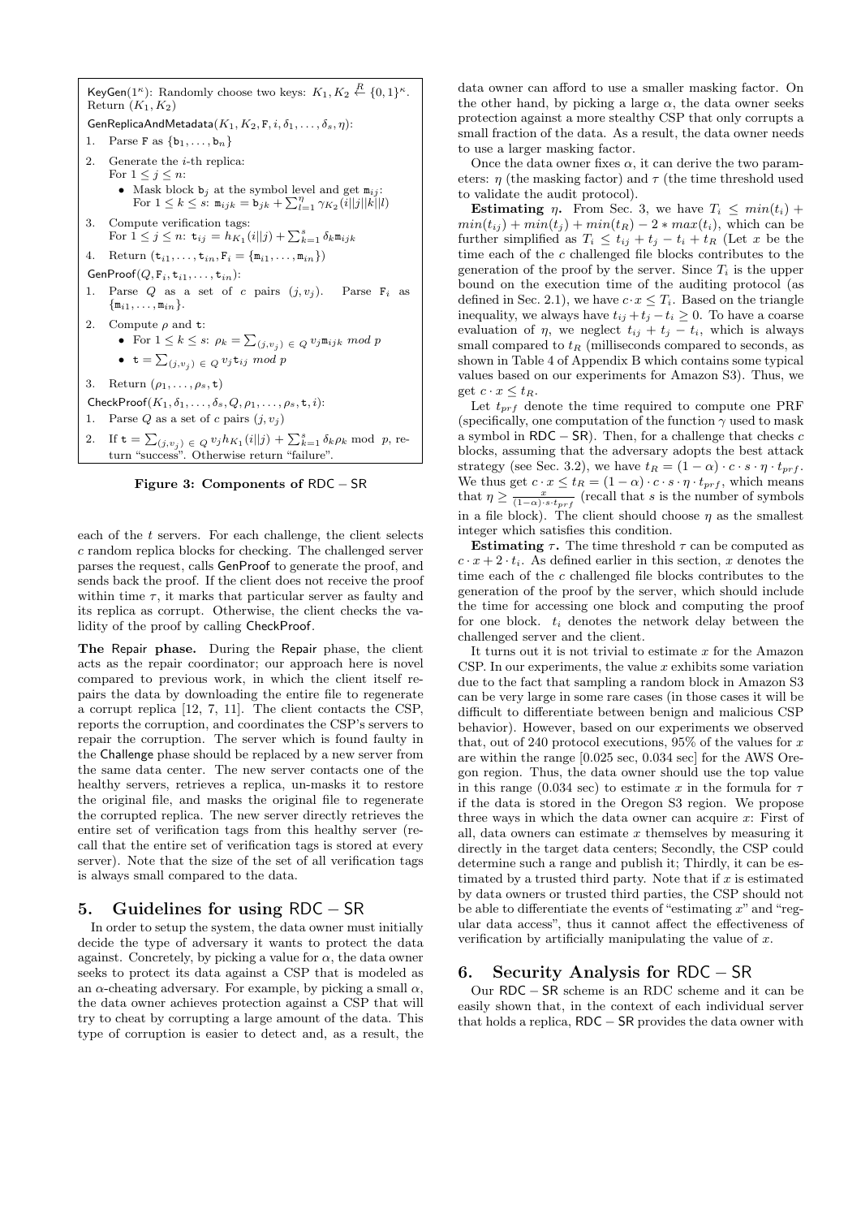KeyGen($1^\kappa$): Randomly choose two keys: $K_1, K_2 \xleftarrow{R} \{0,1\}^\kappa$. Return $(K_1, K_2)$

GenReplicaAndMetadata($K_1, K_2, \mathtt{F}, i, \delta_1, \ldots, \delta_s, \eta$):

1. Parse F as $\{\mathtt{b}_1, \ldots, \mathtt{b}_n\}$
2. Generate the $i$-th replica:
   For $1 \le j \le n$:
   - Mask block $\mathtt{b}_j$ at the symbol level and get $\mathtt{m}_{ij}$:
     For $1 \le k \le s$: $\mathtt{m}_{ijk} = \mathtt{b}_{jk} + \sum_{l=1}^{\eta} \gamma_{K_2}(i||j||k||l)$
3. Compute verification tags:
   For $1 \le j \le n$: $\mathtt{t}_{ij} = h_{K_1}(i||j) + \sum_{k=1}^{s} \delta_k \mathtt{m}_{ijk}$
4. Return $(\mathtt{t}_{i1}, \ldots, \mathtt{t}_{in}, \mathtt{F}_i = \{\mathtt{m}_{i1}, \ldots, \mathtt{m}_{in}\})$

GenProof($Q, \mathtt{F}_i, \mathtt{t}_{i1}, \ldots, \mathtt{t}_{in}$):

1. Parse $Q$ as a set of $c$ pairs $(j, v_j)$. Parse $\mathtt{F}_i$ as $\{\mathtt{m}_{i1}, \ldots, \mathtt{m}_{in}\}$.
2. Compute $\rho$ and t:
   - For $1 \le k \le s$: $\rho_k = \sum_{(j,v_j) \in Q} v_j \mathtt{m}_{ijk} \bmod p$
   - $\mathtt{t} = \sum_{(j,v_j) \in Q} v_j \mathtt{t}_{ij} \bmod p$
3. Return $(\rho_1, \ldots, \rho_s, \mathtt{t})$

CheckProof($K_1, \delta_1, \ldots, \delta_s, Q, \rho_1, \ldots, \rho_s, \mathtt{t}, i$):

1. Parse $Q$ as a set of $c$ pairs $(j, v_j)$
2. If $\mathtt{t} = \sum_{(j,v_j) \in Q} v_j h_{K_1}(i||j) + \sum_{k=1}^{s} \delta_k \rho_k \bmod p$, return "success". Otherwise return "failure".

**Figure 3: Components of RDC − SR**

each of the $t$ servers. For each challenge, the client selects $c$ random replica blocks for checking. The challenged server parses the request, calls GenProof to generate the proof, and sends back the proof. If the client does not receive the proof within $\tau$, it marks that particular server as faulty and its replica as corrupt. Otherwise, the client checks the validity of the proof by calling CheckProof.

**The Repair phase.** During the Repair phase, the client acts as the repair coordinator; our approach here is novel compared to previous work, in which the client itself repairs the data by downloading the entire file to regenerate a corrupt replica [12, 7, 11]. The client contacts the CSP, reports the corruption, and coordinates the CSP's servers to repair the corruption. The server which is found faulty in the Challenge phase should be replaced by a new server from the same data center. The new server contacts one of the healthy servers, retrieves a replica, un-masks it to restore the original file, and masks the original file to regenerate the corrupted replica. The new server directly retrieves the entire set of verification tags from this healthy server (recall that the entire set of verification tags is stored at every server). Note that the size of the set of all verification tags is always small compared to the data.

## 5. Guidelines for using RDC − SR

In order to setup the system, the data owner must initially decide the type of adversary it wants to protect the data against. Concretely, by picking a value for $\alpha$, the data owner seeks to protect its data against a CSP that is modeled as an $\alpha$-cheating adversary. For example, by picking a small $\alpha$, the data owner achieves protection against a CSP that will try to cheat by corrupting a large amount of the data. This type of corruption is easier to detect and, as a result, the data owner can afford to use a smaller masking factor. On the other hand, by picking a large $\alpha$, the data owner seeks protection against a more stealthy CSP that only corrupts a small fraction of the data. As a result, the data owner needs to use a larger masking factor.

Once the data owner fixes $\alpha$, it can derive the two parameters: $\eta$ (the masking factor) and $\tau$ (the time threshold used to validate the audit protocol).

**Estimating $\eta$.** From Sec. 3, we have $T_i \le min(t_i) + min(t_{ij}) + min(t_j) + min(t_R) - 2 * max(t_i)$, which can be further simplified as $T_i \le t_{ij} + t_j - t_i + t_R$ (Let $x$ be the time each of the $c$ challenged file blocks contributes to the generation of the proof by the server. Since $T_i$ is the upper bound on the execution time of the auditing protocol (as defined in Sec. 2.1), we have $c \cdot x \le T_i$. Based on the triangle inequality, we always have $t_{ij} + t_j - t_i \ge 0$. To have a coarse evaluation of $\eta$, we neglect $t_{ij} + t_j - t_i$, which is always small compared to $t_R$ (milliseconds compared to seconds, as shown in Table 4 of Appendix B which contains some typical values based on our experiments for Amazon S3). Thus, we get $c \cdot x \le t_R$.

Let $t_{prf}$ denote the time required to compute one PRF (specifically, one computation of the function $\gamma$ used to mask a symbol in RDC − SR). Then, for a challenge that checks $c$ blocks, assuming that the adversary adopts the best attack strategy (see Sec. 3.2), we have $t_R = (1 - \alpha) \cdot c \cdot s \cdot \eta \cdot t_{prf}$. We thus get $c \cdot x \le t_R = (1 - \alpha) \cdot c \cdot s \cdot \eta \cdot t_{prf}$, which means that $\eta \ge \frac{x}{(1-\alpha) \cdot s \cdot t_{prf}}$ (recall that $s$ is the number of symbols in a file block). The client should choose $\eta$ as the smallest integer which satisfies this condition.

**Estimating $\tau$.** The time threshold $\tau$ can be computed as $c \cdot x + 2 \cdot t_i$. As defined earlier in this section, $x$ denotes the time each of the $c$ challenged file blocks contributes to the generation of the proof by the server, which should include the time for accessing one block and computing the proof for one block. $t_i$ denotes the network delay between the challenged server and the client.

It turns out it is not trivial to estimate $x$ for the Amazon CSP. In our experiments, the value $x$ exhibits some variation due to the fact that sampling a random block in Amazon S3 can be very large in some rare cases (in those cases it will be difficult to differentiate between benign and malicious CSP behavior). However, based on our experiments we observed that, out of 240 protocol executions, 95% of the values for $x$ are within the range [0.025 sec, 0.034 sec] for the AWS Oregon region. Thus, the data owner should use the top value in this range (0.034 sec) to estimate $x$ in the formula for $\tau$ if the data is stored in the Oregon S3 region. We propose three ways in which the data owner can acquire $x$: First of all, data owners can estimate $x$ themselves by measuring it directly in the target data centers; Secondly, the CSP could determine such a range and publish it; Thirdly, it can be estimated by a trusted third party. Note that if $x$ is estimated by data owners or trusted third parties, the CSP should not be able to differentiate the events of "estimating $x$" and "regular data access", thus it cannot affect the effectiveness of verification by artificially manipulating the value of $x$.

## 6. Security Analysis for RDC − SR

Our RDC − SR scheme is an RDC scheme and it can be easily shown that, in the context of each individual server that holds a replica, RDC − SR provides the data owner with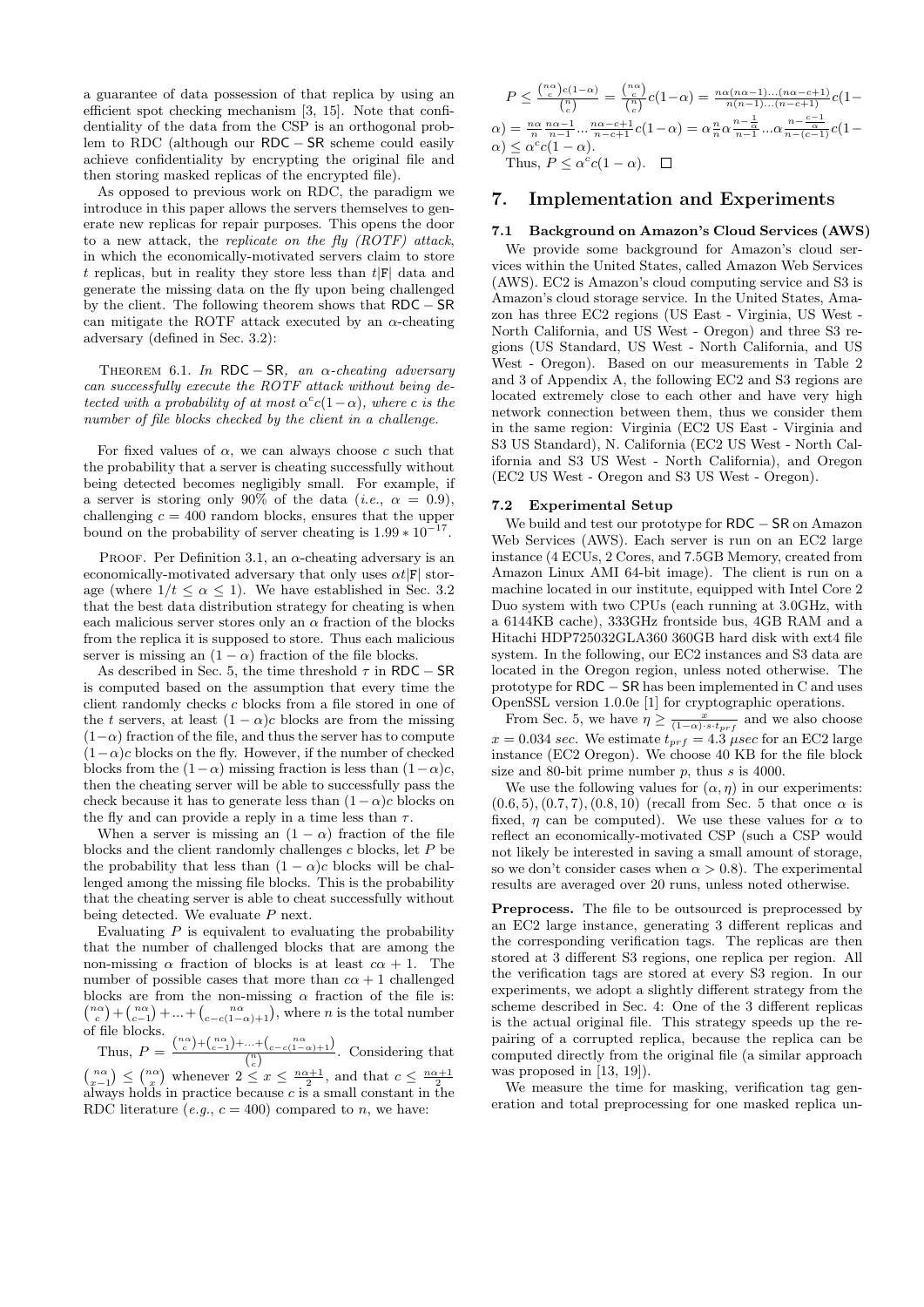a guarantee of data possession of that replica by using an efficient spot checking mechanism [3, 15]. Note that confidentiality of the data from the CSP is an orthogonal problem to RDC (although our RDC − SR scheme could easily achieve confidentiality by encrypting the original file and then storing masked replicas of the encrypted file).

As opposed to previous work on RDC, the paradigm we introduce in this paper allows the servers themselves to generate new replicas for repair purposes. This opens the door to a new attack, the *replicate on the fly (ROTF) attack*, in which the economically-motivated servers claim to store $t$ replicas, but in reality they store less than $t|\mathtt{F}|$ data and generate the missing data on the fly upon being challenged by the client. The following theorem shows that RDC − SR can mitigate the ROTF attack executed by an $\alpha$-cheating adversary (defined in Sec. 3.2):

Theorem 6.1. *In RDC − SR, an $\alpha$-cheating adversary can successfully execute the ROTF attack without being detected with a probability of at most $\alpha^c c(1-\alpha)$, where $c$ is the number of file blocks checked by the client in a challenge.*

For fixed values of $\alpha$, we can always choose $c$ such that the probability that a server is cheating successfully without being detected becomes negligibly small. For example, if a server is storing only 90% of the data (*i.e.*, $\alpha = 0.9$), challenging $c = 400$ random blocks, ensures that the upper bound on the probability of server cheating is $1.99 * 10^{-17}$.

Proof. Per Definition 3.1, an $\alpha$-cheating adversary is an economically-motivated adversary that only uses $\alpha t|\mathtt{F}|$ storage (where $1/t \leq \alpha \leq 1$). We have established in Sec. 3.2 that the best data distribution strategy for cheating is when each malicious server stores only an $\alpha$ fraction of the blocks from the replica it is supposed to store. Thus each malicious server is missing an $(1-\alpha)$ fraction of the file blocks.

As described in Sec. 5, the time threshold $\tau$ in RDC − SR is computed based on the assumption that every time the client randomly checks $c$ blocks from a file stored in one of the $t$ servers, at least $(1-\alpha)c$ blocks are from the missing $(1-\alpha)$ fraction of the file, and thus the server has to compute $(1-\alpha)c$ blocks on the fly. However, if the number of checked blocks from the $(1-\alpha)$ missing fraction is less than $(1-\alpha)c$, then the cheating server will be able to successfully pass the check because it has to generate less than $(1-\alpha)c$ blocks on the fly and can provide a reply in a time less than $\tau$.

When a server is missing an $(1-\alpha)$ fraction of the file blocks and the client randomly challenges $c$ blocks, let $P$ be the probability that less than $(1-\alpha)c$ blocks will be challenged among the missing file blocks. This is the probability that the cheating server is able to cheat successfully without being detected. We evaluate $P$ next.

Evaluating $P$ is equivalent to evaluating the probability that the number of challenged blocks that are among the non-missing $\alpha$ fraction of blocks is at least $c\alpha + 1$. The number of possible cases that more than $c\alpha + 1$ challenged blocks are from the non-missing $\alpha$ fraction of the file is: $\binom{n\alpha}{c} + \binom{n\alpha}{c-1} + \ldots + \binom{n\alpha}{c-c(1-\alpha)+1}$, where $n$ is the total number of file blocks.

Thus, $P = \frac{\binom{n\alpha}{c} + \binom{n\alpha}{c-1} + \ldots + \binom{n\alpha}{c-c(1-\alpha)+1}}{\binom{n}{c}}$. Considering that $\binom{n\alpha}{x-1} \leq \binom{n\alpha}{x}$ whenever $2 \leq x \leq \frac{n\alpha+1}{2}$, and that $c \leq \frac{n\alpha+1}{2}$ always holds in practice because $c$ is a small constant in the RDC literature (*e.g.*, $c = 400$) compared to $n$, we have:

$P \leq \frac{\binom{n\alpha}{c} c(1-\alpha)}{\binom{n}{c}} = \frac{\binom{n\alpha}{c}}{\binom{n}{c}} c(1-\alpha) = \frac{n\alpha(n\alpha-1)\ldots(n\alpha-c+1)}{n(n-1)\ldots(n-c+1)} c(1-\alpha) = \frac{n\alpha}{n}\frac{n\alpha-1}{n-1}\ldots\frac{n\alpha-c+1}{n-c+1} c(1-\alpha) = \alpha\frac{n}{n}\alpha\frac{n-\frac{1}{\alpha}}{n-1}\ldots\alpha\frac{n-\frac{c-1}{\alpha}}{n-(c-1)} c(1-\alpha) \leq \alpha^c c(1-\alpha)$.

Thus, $P \leq \alpha^c c(1-\alpha)$. □

# 7. Implementation and Experiments

## 7.1 Background on Amazon's Cloud Services (AWS)

We provide some background for Amazon's cloud services within the United States, called Amazon Web Services (AWS). EC2 is Amazon's cloud computing service and S3 is Amazon's cloud storage service. In the United States, Amazon has three EC2 regions (US East - Virginia, US West - North California, and US West - Oregon) and three S3 regions (US Standard, US West - North California, and US West - Oregon). Based on our measurements in Table 2 and 3 of Appendix A, the following EC2 and S3 regions are located extremely close to each other and have very high network connection between them, thus we consider them in the same region: Virginia (EC2 US East - Virginia and S3 US Standard), N. California (EC2 US West - North California and S3 US West - North California), and Oregon (EC2 US West - Oregon and S3 US West - Oregon).

## 7.2 Experimental Setup

We build and test our prototype for RDC − SR on Amazon Web Services (AWS). Each server is run on an EC2 large instance (4 ECUs, 2 Cores, and 7.5GB Memory, created from Amazon Linux AMI 64-bit image). The client is run on a machine located in our institute, equipped with Intel Core 2 Duo system with two CPUs (each running at 3.0GHz, with a 6144KB cache), 333GHz frontside bus, 4GB RAM and a Hitachi HDP725032GLA360 360GB hard disk with ext4 file system. In the following, our EC2 instances and S3 data are located in the Oregon region, unless noted otherwise. The prototype for RDC − SR has been implemented in C and uses OpenSSL version 1.0.0e [1] for cryptographic operations.

From Sec. 5, we have $\eta \geq \frac{x}{(1-\alpha)\cdot s \cdot t_{prf}}$ and we also choose $x = 0.034$ *sec*. We estimate $t_{prf} = 4.3$ $\mu sec$ for an EC2 large instance (EC2 Oregon). We choose 40 KB for the file block size and 80-bit prime number $p$, thus $s$ is 4000.

We use the following values for $(\alpha, \eta)$ in our experiments: $(0.6, 5), (0.7, 7), (0.8, 10)$ (recall from Sec. 5 that once $\alpha$ is fixed, $\eta$ can be computed). We use these values for $\alpha$ to reflect an economically-motivated CSP (such a CSP would not likely be interested in saving a small amount of storage, so we don't consider cases when $\alpha > 0.8$). The experimental results are averaged over 20 runs, unless noted otherwise.

**Preprocess.** The file to be outsourced is preprocessed by an EC2 large instance, generating 3 different replicas and the corresponding verification tags. The replicas are then stored at 3 different S3 regions, one replica per region. All the verification tags are stored at every S3 region. In our experiments, we adopt a slightly different strategy from the scheme described in Sec. 4: One of the 3 different replicas is the actual original file. This strategy speeds up the repairing of a corrupted replica, because the replica can be computed directly from the original file (a similar approach was proposed in [13, 19]).

We measure the time for masking, verification tag generation and total preprocessing for one masked replica un-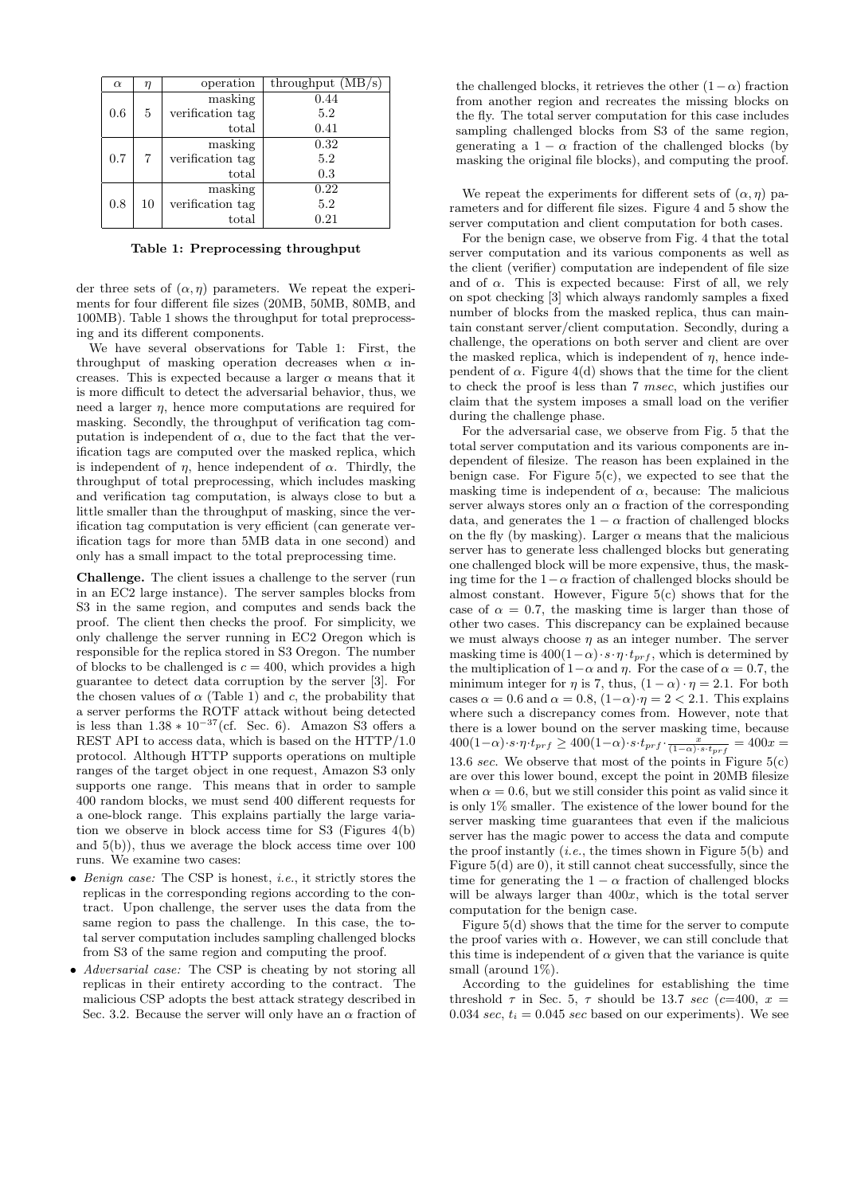| $\alpha$ | $\eta$ | operation | throughput (MB/s) |
|---|---|---|---|
| 0.6 | 5 | masking | 0.44 |
| | | verification tag | 5.2 |
| | | total | 0.41 |
| 0.7 | 7 | masking | 0.32 |
| | | verification tag | 5.2 |
| | | total | 0.3 |
| 0.8 | 10 | masking | 0.22 |
| | | verification tag | 5.2 |
| | | total | 0.21 |

**Table 1: Preprocessing throughput**

der three sets of $(\alpha, \eta)$ parameters. We repeat the experiments for four different file sizes (20MB, 50MB, 80MB, and 100MB). Table 1 shows the throughput for total preprocessing and its different components.

We have several observations for Table 1: First, the throughput of masking operation decreases when $\alpha$ increases. This is expected because a larger $\alpha$ means that it is more difficult to detect the adversarial behavior, thus, we need a larger $\eta$, hence more computations are required for masking. Secondly, the throughput of verification tag computation is independent of $\alpha$, due to the fact that the verification tags are computed over the masked replica, which is independent of $\eta$, hence independent of $\alpha$. Thirdly, the throughput of total preprocessing, which includes masking and verification tag computation, is always close to but a little smaller than the throughput of masking, since the verification tag computation is very efficient (can generate verification tags for more than 5MB data in one second) and only has a small impact to the total preprocessing time.

**Challenge.** The client issues a challenge to the server (run in an EC2 large instance). The server samples blocks from S3 in the same region, and computes and sends back the proof. The client then checks the proof. For simplicity, we only challenge the server running in EC2 Oregon which is responsible for the replica stored in S3 Oregon. The number of blocks to be challenged is $c = 400$, which provides a high guarantee to detect data corruption by the server [3]. For the chosen values of $\alpha$ (Table 1) and $c$, the probability that a server performs the ROTF attack without being detected is less than $1.38 * 10^{-37}$(cf. Sec. 6). Amazon S3 offers a REST API to access data, which is based on the HTTP/1.0 protocol. Although HTTP supports operations on multiple ranges of the target object in one request, Amazon S3 only supports one range. This means that in order to sample 400 random blocks, we must send 400 different requests for a one-block range. This explains partially the large variation we observe in block access time for S3 (Figures 4(b) and 5(b)), thus we average the block access time over 100 runs. We examine two cases:

- *Benign case:* The CSP is honest, *i.e.*, it strictly stores the replicas in the corresponding regions according to the contract. Upon challenge, the server uses the data from the same region to pass the challenge. In this case, the total server computation includes sampling challenged blocks from S3 of the same region and computing the proof.
- *Adversarial case:* The CSP is cheating by not storing all replicas in their entirety according to the contract. The malicious CSP adopts the best attack strategy described in Sec. 3.2. Because the server will only have an $\alpha$ fraction of the challenged blocks, it retrieves the other $(1-\alpha)$ fraction from another region and recreates the missing blocks on the fly. The total server computation for this case includes sampling challenged blocks from S3 of the same region, generating a $1-\alpha$ fraction of the challenged blocks (by masking the original file blocks), and computing the proof.

We repeat the experiments for different sets of $(\alpha, \eta)$ parameters and for different file sizes. Figure 4 and 5 show the server computation and client computation for both cases.

For the benign case, we observe from Fig. 4 that the total server computation and its various components as well as the client (verifier) computation are independent of file size and of $\alpha$. This is expected because: First of all, we rely on spot checking [3] which always randomly samples a fixed number of blocks from the masked replica, thus can maintain constant server/client computation. Secondly, during a challenge, the operations on both server and client are over the masked replica, which is independent of $\eta$, hence independent of $\alpha$. Figure 4(d) shows that the time for the client to check the proof is less than 7 *msec*, which justifies our claim that the system imposes a small load on the verifier during the challenge phase.

For the adversarial case, we observe from Fig. 5 that the total server computation and its various components are independent of filesize. The reason has been explained in the benign case. For Figure 5(c), we expected to see that the masking time is independent of $\alpha$, because: The malicious server always stores only an $\alpha$ fraction of the corresponding data, and generates the $1-\alpha$ fraction of challenged blocks on the fly (by masking). Larger $\alpha$ means that the malicious server has to generate less challenged blocks but generating one challenged block will be more expensive, thus, the masking time for the $1-\alpha$ fraction of challenged blocks should be almost constant. However, Figure 5(c) shows that for the case of $\alpha = 0.7$, the masking time is larger than those of other two cases. This discrepancy can be explained because we must always choose $\eta$ as an integer number. The server masking time is $400(1-\alpha)\cdot s\cdot\eta\cdot t_{prf}$, which is determined by the multiplication of $1-\alpha$ and $\eta$. For the case of $\alpha = 0.7$, the minimum integer for $\eta$ is 7, thus, $(1-\alpha)\cdot\eta = 2.1$. For both cases $\alpha = 0.6$ and $\alpha = 0.8$, $(1-\alpha)\cdot\eta = 2 < 2.1$. This explains where such a discrepancy comes from. However, note that there is a lower bound on the server masking time, because $400(1-\alpha)\cdot s\cdot\eta\cdot t_{prf} \geq 400(1-\alpha)\cdot s\cdot t_{prf}\cdot\frac{x}{(1-\alpha)\cdot s\cdot t_{prf}} = 400x = 13.6$ *sec*. We observe that most of the points in Figure 5(c) are over this lower bound, except the point in 20MB filesize when $\alpha = 0.6$, but we still consider this point as valid since it is only 1% smaller. The existence of the lower bound for the server masking time guarantees that even if the malicious server has the magic power to access the data and compute the proof instantly (*i.e.*, the times shown in Figure 5(b) and Figure 5(d) are 0), it still cannot cheat successfully, since the time for generating the $1-\alpha$ fraction of challenged blocks will be always larger than $400x$, which is the total server computation for the benign case.

Figure 5(d) shows that the time for the server to compute the proof varies with $\alpha$. However, we can still conclude that this time is independent of $\alpha$ given that the variance is quite small (around 1%).

According to the guidelines for establishing the time threshold $\tau$ in Sec. 5, $\tau$ should be 13.7 *sec* ($c$=400, $x$ = 0.034 *sec*, $t_i = 0.045$ *sec* based on our experiments). We see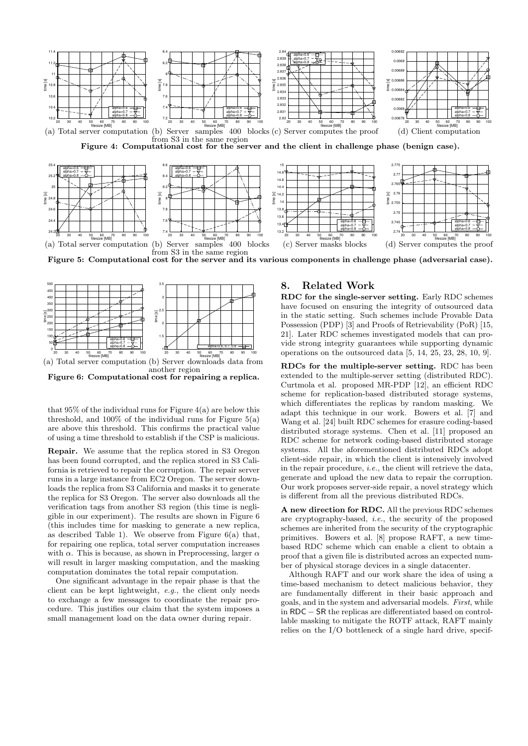(a) Total server computation (b) Server samples 400 blocks from S3 in the same region (c) Server computes the proof (d) Client computation

**Figure 4: Computational cost for the server and the client in challenge phase (benign case).**

(a) Total server computation (b) Server samples 400 blocks from S3 in the same region (c) Server masks blocks (d) Server computes the proof

**Figure 5: Computational cost for the server and its various components in challenge phase (adversarial case).**

(a) Total server computation (b) Server downloads data from another region

**Figure 6: Computational cost for repairing a replica.**

that 95% of the individual runs for Figure 4(a) are below this threshold, and 100% of the individual runs for Figure 5(a) are above this threshold. This confirms the practical value of using a time threshold to establish if the CSP is malicious.

**Repair.** We assume that the replica stored in S3 Oregon has been found corrupted, and the replica stored in S3 California is retrieved to repair the corruption. The repair server runs in a large instance from EC2 Oregon. The server downloads the replica from S3 California and masks it to generate the replica for S3 Oregon. The server also downloads all the verification tags from another S3 region (this time is negligible in our experiment). The results are shown in Figure 6 (this includes time for masking to generate a new replica, as described Table 1). We observe from Figure 6(a) that, for repairing one replica, total server computation increases with $\alpha$. This is because, as shown in Preprocessing, larger $\alpha$ will result in larger masking computation, and the masking computation dominates the total repair computation.

One significant advantage in the repair phase is that the client can be kept lightweight, *e.g.*, the client only needs to exchange a few messages to coordinate the repair procedure. This justifies our claim that the system imposes a small management load on the data owner during repair.

## 8. Related Work

**RDC for the single-server setting.** Early RDC schemes have focused on ensuring the integrity of outsourced data in the static setting. Such schemes include Provable Data Possession (PDP) [3] and Proofs of Retrievability (PoR) [15, 21]. Later RDC schemes investigated models that can provide strong integrity guarantees while supporting dynamic operations on the outsourced data [5, 14, 25, 23, 28, 10, 9].

**RDCs for the multiple-server setting.** RDC has been extended to the multiple-server setting (distributed RDC). Curtmola et al. proposed MR-PDP [12], an efficient RDC scheme for replication-based distributed storage systems, which differentiates the replicas by random masking. We adapt this technique in our work. Bowers et al. [7] and Wang et al. [24] built RDC schemes for erasure coding-based distributed storage systems. Chen et al. [11] proposed an RDC scheme for network coding-based distributed storage systems. All the aforementioned distributed RDCs adopt client-side repair, in which the client is intensively involved in the repair procedure, *i.e.*, the client will retrieve the data, generate and upload the new data to repair the corruption. Our work proposes server-side repair, a novel strategy which is different from all the previous distributed RDCs.

**A new direction for RDC.** All the previous RDC schemes are cryptography-based, *i.e.*, the security of the proposed schemes are inherited from the security of the cryptographic primitives. Bowers et al. [8] propose RAFT, a new time-based RDC scheme which can enable a client to obtain a proof that a given file is distributed across an expected number of physical storage devices in a single datacenter.

Although RAFT and our work share the idea of using a time-based mechanism to detect malicious behavior, they are fundamentally different in their basic approach and goals, and in the system and adversarial models. *First*, while in RDC − SR the replicas are differentiated based on controllable masking to mitigate the ROTF attack, RAFT mainly relies on the I/O bottleneck of a single hard drive, specif-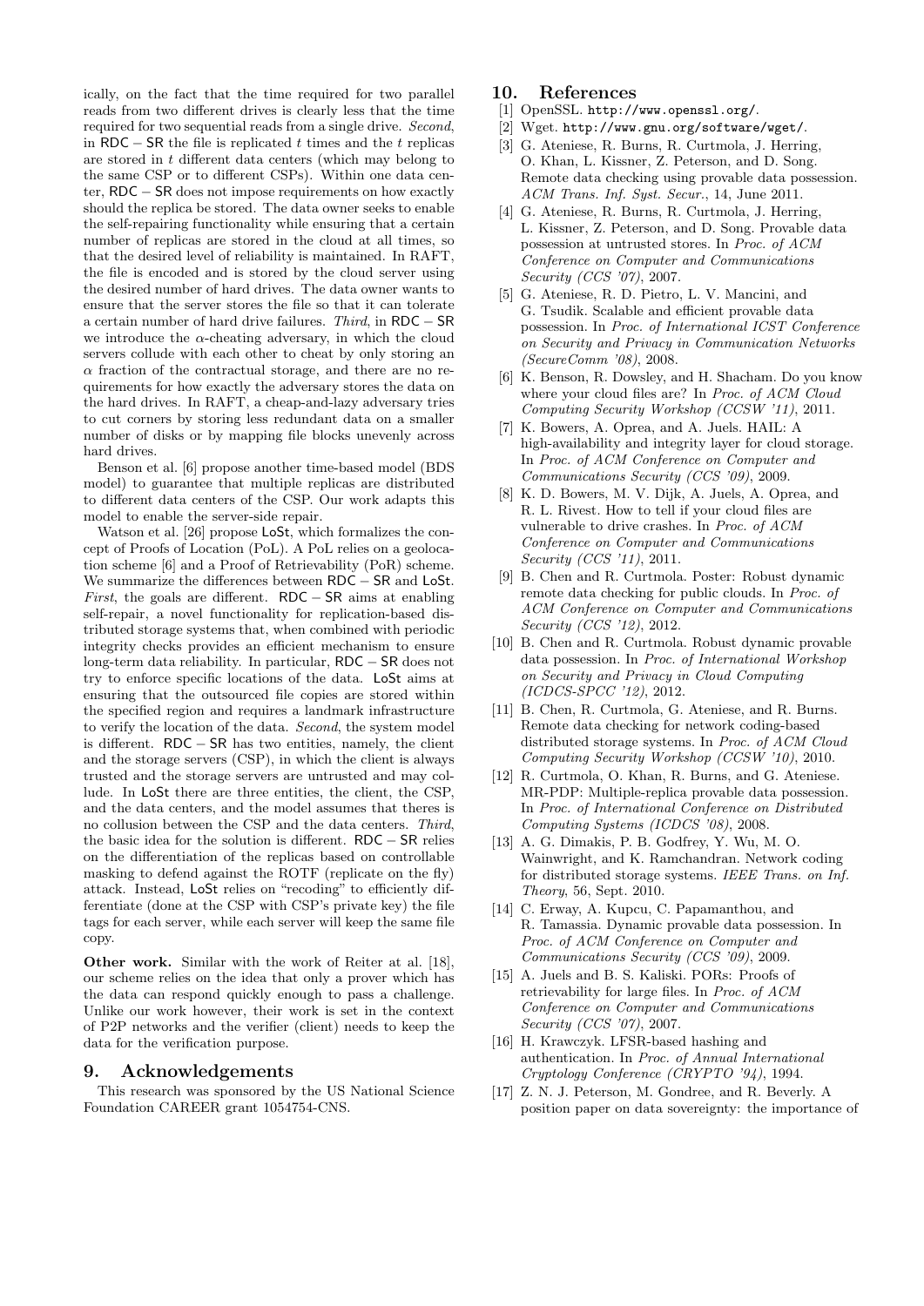ically, on the fact that the time required for two parallel reads from two different drives is clearly less that the time required for two sequential reads from a single drive. *Second*, in RDC − SR the file is replicated $t$ times and the $t$ replicas are stored in $t$ different data centers (which may belong to the same CSP or to different CSPs). Within one data center, RDC − SR does not impose requirements on how exactly should the replica be stored. The data owner seeks to enable the self-repairing functionality while ensuring that a certain number of replicas are stored in the cloud at all times, so that the desired level of reliability is maintained. In RAFT, the file is encoded and is stored by the cloud server using the desired number of hard drives. The data owner wants to ensure that the server stores the file so that it can tolerate a certain number of hard drive failures. *Third*, in RDC − SR we introduce the $\alpha$-cheating adversary, in which the cloud servers collude with each other to cheat by only storing an $\alpha$ fraction of the contractual storage, and there are no requirements for how exactly the adversary stores the data on the hard drives. In RAFT, a cheap-and-lazy adversary tries to cut corners by storing less redundant data on a smaller number of disks or by mapping file blocks unevenly across hard drives.

Benson et al. [6] propose another time-based model (BDS model) to guarantee that multiple replicas are distributed to different data centers of the CSP. Our work adapts this model to enable the server-side repair.

Watson et al. [26] propose LoSt, which formalizes the concept of Proofs of Location (PoL). A PoL relies on a geolocation scheme [6] and a Proof of Retrievability (PoR) scheme. We summarize the differences between RDC − SR and LoSt. *First*, the goals are different. RDC − SR aims at enabling self-repair, a novel functionality for replication-based distributed storage systems that, when combined with periodic integrity checks provides an efficient mechanism to ensure long-term data reliability. In particular, RDC − SR does not try to enforce specific locations of the data. LoSt aims at ensuring that the outsourced file copies are stored within the specified region and requires a landmark infrastructure to verify the location of the data. *Second*, the system model is different. RDC − SR has two entities, namely, the client and the storage servers (CSP), in which the client is always trusted and the storage servers are untrusted and may collude. In LoSt there are three entities, the client, the CSP, and the data centers, and the model assumes that theres is no collusion between the CSP and the data centers. *Third*, the basic idea for the solution is different. RDC − SR relies on the differentiation of the replicas based on controllable masking to defend against the ROTF (replicate on the fly) attack. Instead, LoSt relies on "recoding" to efficiently differentiate (done at the CSP with CSP's private key) the file tags for each server, while each server will keep the same file copy.

**Other work.** Similar with the work of Reiter at al. [18], our scheme relies on the idea that only a prover which has the data can respond quickly enough to pass a challenge. Unlike our work however, their work is set in the context of P2P networks and the verifier (client) needs to keep the data for the verification purpose.

## 9. Acknowledgements

This research was sponsored by the US National Science Foundation CAREER grant 1054754-CNS.

## 10. References

[1] OpenSSL. http://www.openssl.org/.

[2] Wget. http://www.gnu.org/software/wget/.

[3] G. Ateniese, R. Burns, R. Curtmola, J. Herring, O. Khan, L. Kissner, Z. Peterson, and D. Song. Remote data checking using provable data possession. *ACM Trans. Inf. Syst. Secur.*, 14, June 2011.

[4] G. Ateniese, R. Burns, R. Curtmola, J. Herring, L. Kissner, Z. Peterson, and D. Song. Provable data possession at untrusted stores. In *Proc. of ACM Conference on Computer and Communications Security (CCS '07)*, 2007.

[5] G. Ateniese, R. D. Pietro, L. V. Mancini, and G. Tsudik. Scalable and efficient provable data possession. In *Proc. of International ICST Conference on Security and Privacy in Communication Networks (SecureComm '08)*, 2008.

[6] K. Benson, R. Dowsley, and H. Shacham. Do you know where your cloud files are? In *Proc. of ACM Cloud Computing Security Workshop (CCSW '11)*, 2011.

[7] K. Bowers, A. Oprea, and A. Juels. HAIL: A high-availability and integrity layer for cloud storage. In *Proc. of ACM Conference on Computer and Communications Security (CCS '09)*, 2009.

[8] K. D. Bowers, M. V. Dijk, A. Juels, A. Oprea, and R. L. Rivest. How to tell if your cloud files are vulnerable to drive crashes. In *Proc. of ACM Conference on Computer and Communications Security (CCS '11)*, 2011.

[9] B. Chen and R. Curtmola. Poster: Robust dynamic remote data checking for public clouds. In *Proc. of ACM Conference on Computer and Communications Security (CCS '12)*, 2012.

[10] B. Chen and R. Curtmola. Robust dynamic provable data possession. In *Proc. of International Workshop on Security and Privacy in Cloud Computing (ICDCS-SPCC '12)*, 2012.

[11] B. Chen, R. Curtmola, G. Ateniese, and R. Burns. Remote data checking for network coding-based distributed storage systems. In *Proc. of ACM Cloud Computing Security Workshop (CCSW '10)*, 2010.

[12] R. Curtmola, O. Khan, R. Burns, and G. Ateniese. MR-PDP: Multiple-replica provable data possession. In *Proc. of International Conference on Distributed Computing Systems (ICDCS '08)*, 2008.

[13] A. G. Dimakis, P. B. Godfrey, Y. Wu, M. O. Wainwright, and K. Ramchandran. Network coding for distributed storage systems. *IEEE Trans. on Inf. Theory*, 56, Sept. 2010.

[14] C. Erway, A. Kupcu, C. Papamanthou, and R. Tamassia. Dynamic provable data possession. In *Proc. of ACM Conference on Computer and Communications Security (CCS '09)*, 2009.

[15] A. Juels and B. S. Kaliski. PORs: Proofs of retrievability for large files. In *Proc. of ACM Conference on Computer and Communications Security (CCS '07)*, 2007.

[16] H. Krawczyk. LFSR-based hashing and authentication. In *Proc. of Annual International Cryptology Conference (CRYPTO '94)*, 1994.

[17] Z. N. J. Peterson, M. Gondree, and R. Beverly. A position paper on data sovereignty: the importance of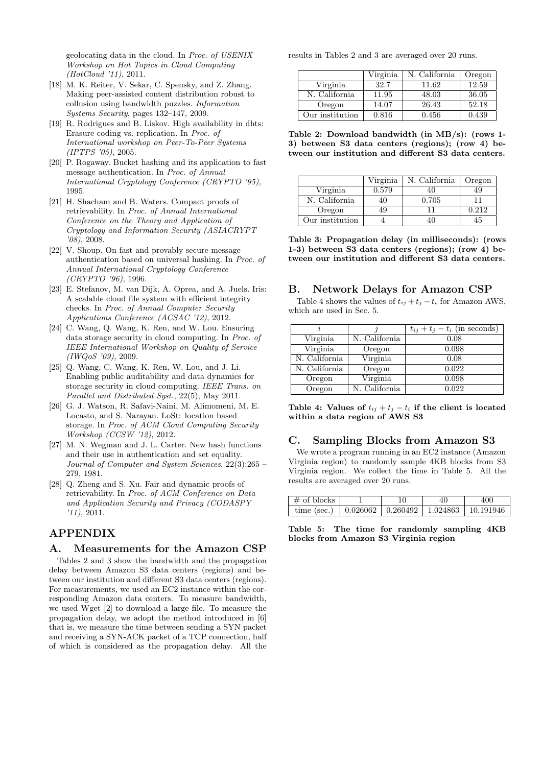geolocating data in the cloud. In *Proc. of USENIX Workshop on Hot Topics in Cloud Computing (HotCloud '11)*, 2011.

[18] M. K. Reiter, V. Sekar, C. Spensky, and Z. Zhang. Making peer-assisted content distribution robust to collusion using bandwidth puzzles. *Information Systems Security*, pages 132–147, 2009.

[19] R. Rodrigues and B. Liskov. High availability in dhts: Erasure coding vs. replication. In *Proc. of International workshop on Peer-To-Peer Systems (IPTPS '05)*, 2005.

[20] P. Rogaway. Bucket hashing and its application to fast message authentication. In *Proc. of Annual International Cryptology Conference (CRYPTO '95)*, 1995.

[21] H. Shacham and B. Waters. Compact proofs of retrievability. In *Proc. of Annual International Conference on the Theory and Application of Cryptology and Information Security (ASIACRYPT '08)*, 2008.

[22] V. Shoup. On fast and provably secure message authentication based on universal hashing. In *Proc. of Annual International Cryptology Conference (CRYPTO '96)*, 1996.

[23] E. Stefanov, M. van Dijk, A. Oprea, and A. Juels. Iris: A scalable cloud file system with efficient integrity checks. In *Proc. of Annual Computer Security Applications Conference (ACSAC '12)*, 2012.

[24] C. Wang, Q. Wang, K. Ren, and W. Lou. Ensuring data storage security in cloud computing. In *Proc. of IEEE International Workshop on Quality of Service (IWQoS '09)*, 2009.

[25] Q. Wang, C. Wang, K. Ren, W. Lou, and J. Li. Enabling public auditability and data dynamics for storage security in cloud computing. *IEEE Trans. on Parallel and Distributed Syst.*, 22(5), May 2011.

[26] G. J. Watson, R. Safavi-Naini, M. Alimomeni, M. E. Locasto, and S. Narayan. LoSt: location based storage. In *Proc. of ACM Cloud Computing Security Workshop (CCSW '12)*, 2012.

[27] M. N. Wegman and J. L. Carter. New hash functions and their use in authentication and set equality. *Journal of Computer and System Sciences*, 22(3):265 – 279, 1981.

[28] Q. Zheng and S. Xu. Fair and dynamic proofs of retrievability. In *Proc. of ACM Conference on Data and Application Security and Privacy (CODASPY '11)*, 2011.

## APPENDIX

## A. Measurements for the Amazon CSP

Tables 2 and 3 show the bandwidth and the propagation delay between Amazon S3 data centers (regions) and between our institution and different S3 data centers (regions). For measurements, we used an EC2 instance within the corresponding Amazon data centers. To measure bandwidth, we used Wget [2] to download a large file. To measure the propagation delay, we adopt the method introduced in [6] that is, we measure the time between sending a SYN packet and receiving a SYN-ACK packet of a TCP connection, half of which is considered as the propagation delay. All the results in Tables 2 and 3 are averaged over 20 runs.

| | Virginia | N. California | Oregon |
|---|---|---|---|
| Virginia | 32.7 | 11.62 | 12.59 |
| N. California | 11.95 | 48.03 | 36.05 |
| Oregon | 14.07 | 26.43 | 52.18 |
| Our institution | 0.816 | 0.456 | 0.439 |

**Table 2: Download bandwidth (in MB/s): (rows 1-3) between S3 data centers (regions); (row 4) between our institution and different S3 data centers.**

| | Virginia | N. California | Oregon |
|---|---|---|---|
| Virginia | 0.579 | 40 | 49 |
| N. California | 40 | 0.705 | 11 |
| Oregon | 49 | 11 | 0.212 |
| Our institution | 4 | 40 | 45 |

**Table 3: Propagation delay (in milliseconds): (rows 1-3) between S3 data centers (regions); (row 4) between our institution and different S3 data centers.**

## B. Network Delays for Amazon CSP

Table 4 shows the values of $t_{ij} + t_j - t_i$ for Amazon AWS, which are used in Sec. 5.

| $i$ | $j$ | $t_{ij} + t_j - t_i$ (in seconds) |
|---|---|---|
| Virginia | N. California | 0.08 |
| Virginia | Oregon | 0.098 |
| N. California | Virginia | 0.08 |
| N. California | Oregon | 0.022 |
| Oregon | Virginia | 0.098 |
| Oregon | N. California | 0.022 |

**Table 4: Values of $t_{ij} + t_j - t_i$ if the client is located within a data region of AWS S3**

## C. Sampling Blocks from Amazon S3

We wrote a program running in an EC2 instance (Amazon Virginia region) to randomly sample 4KB blocks from S3 Virginia region. We collect the time in Table 5. All the results are averaged over 20 runs.

| # of blocks | 1 | 10 | 40 | 400 |
|---|---|---|---|---|
| time (sec.) | 0.026062 | 0.260492 | 1.024863 | 10.191946 |

**Table 5: The time for randomly sampling 4KB blocks from Amazon S3 Virginia region**